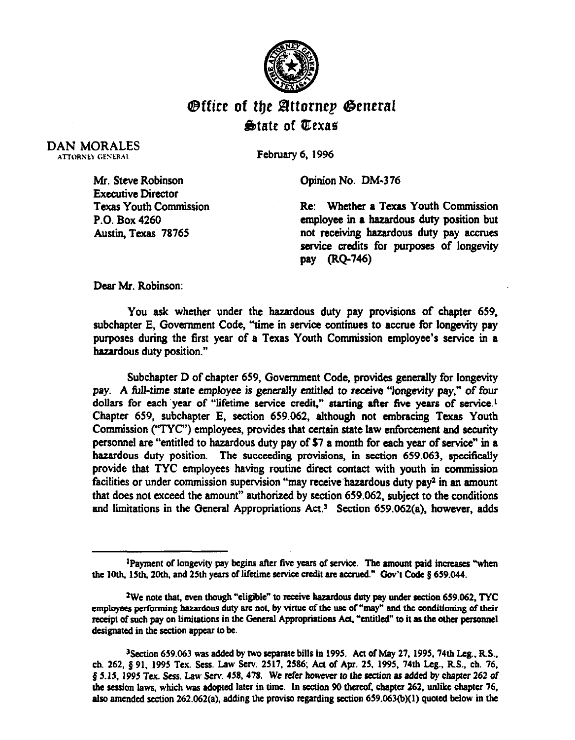# Office of the Attorney General
## State of Texas

DAN MORALES
ATTORNEY GENERAL

February 6, 1996

Mr. Steve Robinson
Executive Director
Texas Youth Commission
P.O. Box 4260
Austin, Texas 78765

Opinion No. DM-376

Re: Whether a Texas Youth Commission employee in a hazardous duty position but not receiving hazardous duty pay accrues service credits for purposes of longevity pay (RQ-746)

Dear Mr. Robinson:

You ask whether under the hazardous duty pay provisions of chapter 659, subchapter E, Government Code, "time in service continues to accrue for longevity pay purposes during the first year of a Texas Youth Commission employee's service in a hazardous duty position."

Subchapter D of chapter 659, Government Code, provides generally for longevity pay. A full-time state employee is generally entitled to receive "longevity pay," of four dollars for each year of "lifetime service credit," starting after five years of service.[1] Chapter 659, subchapter E, section 659.062, although not embracing Texas Youth Commission ("TYC") employees, provides that certain state law enforcement and security personnel are "entitled to hazardous duty pay of $7 a month for each year of service" in a hazardous duty position. The succeeding provisions, in section 659.063, specifically provide that TYC employees having routine direct contact with youth in commission facilities or under commission supervision "may receive hazardous duty pay[2] in an amount that does not exceed the amount" authorized by section 659.062, subject to the conditions and limitations in the General Appropriations Act.[3] Section 659.062(a), however, adds

---

[1]Payment of longevity pay begins after five years of service. The amount paid increases "when the 10th, 15th, 20th, and 25th years of lifetime service credit are accrued." Gov't Code § 659.044.

[2]We note that, even though "eligible" to receive hazardous duty pay under section 659.062, TYC employees performing hazardous duty are not, by virtue of the use of "may" and the conditioning of their receipt of such pay on limitations in the General Appropriations Act, "entitled" to it as the other personnel designated in the section appear to be.

[3]Section 659.063 was added by two separate bills in 1995. Act of May 27, 1995, 74th Leg., R.S., ch. 262, § 91, 1995 Tex. Sess. Law Serv. 2517, 2586; Act of Apr. 25, 1995, 74th Leg., R.S., ch. 76, § 5.15, 1995 Tex. Sess. Law Serv. 458, 478. We refer however to the section as added by chapter 262 of the session laws, which was adopted later in time. In section 90 thereof, chapter 262, unlike chapter 76, also amended section 262.062(a), adding the proviso regarding section 659.063(b)(1) quoted below in the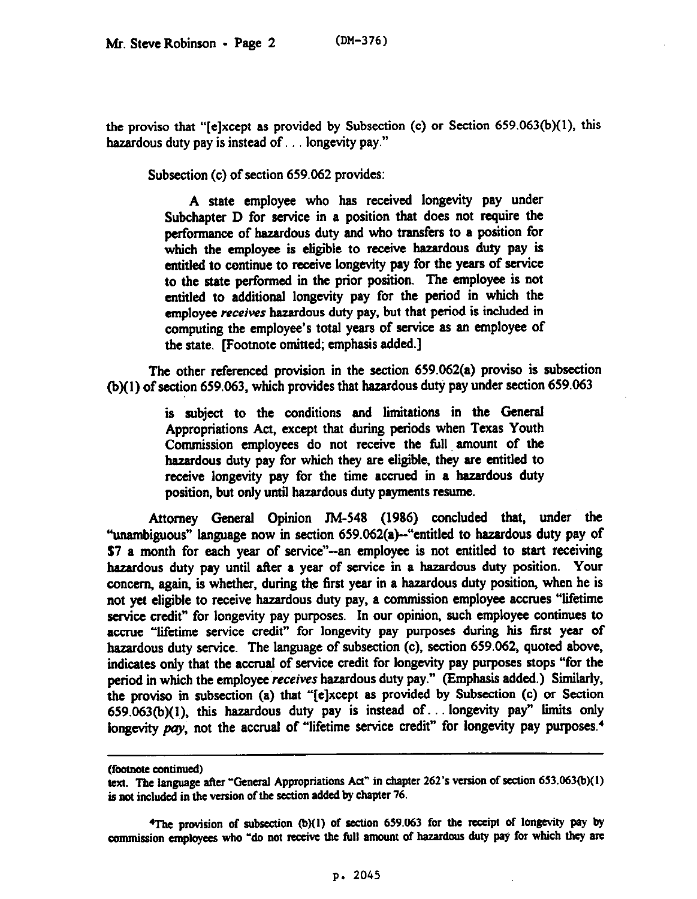the proviso that "[e]xcept as provided by Subsection (c) or Section 659.063(b)(1), this hazardous duty pay is instead of . . . longevity pay."

Subsection (c) of section 659.062 provides:

> A state employee who has received longevity pay under Subchapter D for service in a position that does not require the performance of hazardous duty and who transfers to a position for which the employee is eligible to receive hazardous duty pay is entitled to continue to receive longevity pay for the years of service to the state performed in the prior position. The employee is not entitled to additional longevity pay for the period in which the employee *receives* hazardous duty pay, but that period is included in computing the employee's total years of service as an employee of the state. [Footnote omitted; emphasis added.]

The other referenced provision in the section 659.062(a) proviso is subsection (b)(1) of section 659.063, which provides that hazardous duty pay under section 659.063

> is subject to the conditions and limitations in the General Appropriations Act, except that during periods when Texas Youth Commission employees do not receive the full amount of the hazardous duty pay for which they are eligible, they are entitled to receive longevity pay for the time accrued in a hazardous duty position, but only until hazardous duty payments resume.

Attorney General Opinion JM-548 (1986) concluded that, under the "unambiguous" language now in section 659.062(a)--"entitled to hazardous duty pay of $7 a month for each year of service"--an employee is not entitled to start receiving hazardous duty pay until after a year of service in a hazardous duty position. Your concern, again, is whether, during the first year in a hazardous duty position, when he is not yet eligible to receive hazardous duty pay, a commission employee accrues "lifetime service credit" for longevity pay purposes. In our opinion, such employee continues to accrue "lifetime service credit" for longevity pay purposes during his first year of hazardous duty service. The language of subsection (c), section 659.062, quoted above, indicates only that the accrual of service credit for longevity pay purposes stops "for the period in which the employee *receives* hazardous duty pay." (Emphasis added.) Similarly, the proviso in subsection (a) that "[e]xcept as provided by Subsection (c) or Section 659.063(b)(1), this hazardous duty pay is instead of . . . longevity pay" limits only longevity *pay*, not the accrual of "lifetime service credit" for longevity pay purposes.[4]

---

(footnote continued)

text. The language after "General Appropriations Act" in chapter 262's version of section 653.063(b)(1) is not included in the version of the section added by chapter 76.

[4]The provision of subsection (b)(1) of section 659.063 for the receipt of longevity pay by commission employees who "do not receive the full amount of hazardous duty pay for which they are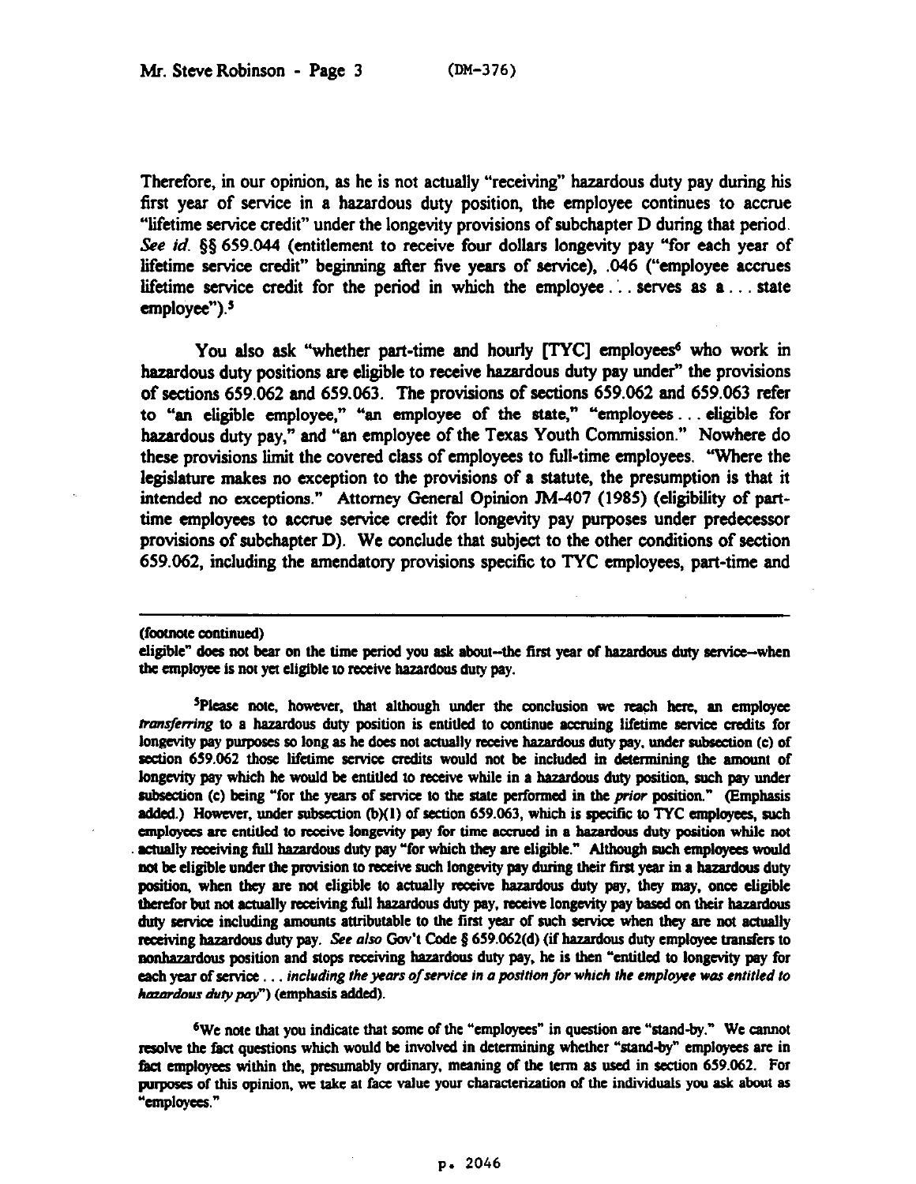Therefore, in our opinion, as he is not actually "receiving" hazardous duty pay during his first year of service in a hazardous duty position, the employee continues to accrue "lifetime service credit" under the longevity provisions of subchapter D during that period. *See id.* §§ 659.044 (entitlement to receive four dollars longevity pay "for each year of lifetime service credit" beginning after five years of service), .046 ("employee accrues lifetime service credit for the period in which the employee . . . serves as a . . . state employee").[5]

You also ask "whether part-time and hourly [TYC] employees[6] who work in hazardous duty positions are eligible to receive hazardous duty pay under" the provisions of sections 659.062 and 659.063. The provisions of sections 659.062 and 659.063 refer to "an eligible employee," "an employee of the state," "employees . . . eligible for hazardous duty pay," and "an employee of the Texas Youth Commission." Nowhere do these provisions limit the covered class of employees to full-time employees. "Where the legislature makes no exception to the provisions of a statute, the presumption is that it intended no exceptions." Attorney General Opinion JM-407 (1985) (eligibility of part-time employees to accrue service credit for longevity pay purposes under predecessor provisions of subchapter D). We conclude that subject to the other conditions of section 659.062, including the amendatory provisions specific to TYC employees, part-time and

---

(footnote continued)

eligible" does not bear on the time period you ask about--the first year of hazardous duty service--when the employee is not yet eligible to receive hazardous duty pay.

[5]Please note, however, that although under the conclusion we reach here, an employee *transferring* to a hazardous duty position is entitled to continue accruing lifetime service credits for longevity pay purposes so long as he does not actually receive hazardous duty pay, under subsection (c) of section 659.062 those lifetime service credits would not be included in determining the amount of longevity pay which he would be entitled to receive while in a hazardous duty position, such pay under subsection (c) being "for the years of service to the state performed in the *prior* position." (Emphasis added.) However, under subsection (b)(1) of section 659.063, which is specific to TYC employees, such employees are entitled to receive longevity pay for time accrued in a hazardous duty position while not actually receiving full hazardous duty pay "for which they are eligible." Although such employees would not be eligible under the provision to receive such longevity pay during their first year in a hazardous duty position, when they are not eligible to actually receive hazardous duty pay, they may, once eligible therefor but not actually receiving full hazardous duty pay, receive longevity pay based on their hazardous duty service including amounts attributable to the first year of such service when they are not actually receiving hazardous duty pay. *See also* Gov't Code § 659.062(d) (if hazardous duty employee transfers to nonhazardous position and stops receiving hazardous duty pay, he is then "entitled to longevity pay for each year of service . . . *including the years of service in a position for which the employee was entitled to hazardous duty pay*") (emphasis added).

[6]We note that you indicate that some of the "employees" in question are "stand-by." We cannot resolve the fact questions which would be involved in determining whether "stand-by" employees are in fact employees within the, presumably ordinary, meaning of the term as used in section 659.062. For purposes of this opinion, we take at face value your characterization of the individuals you ask about as "employees."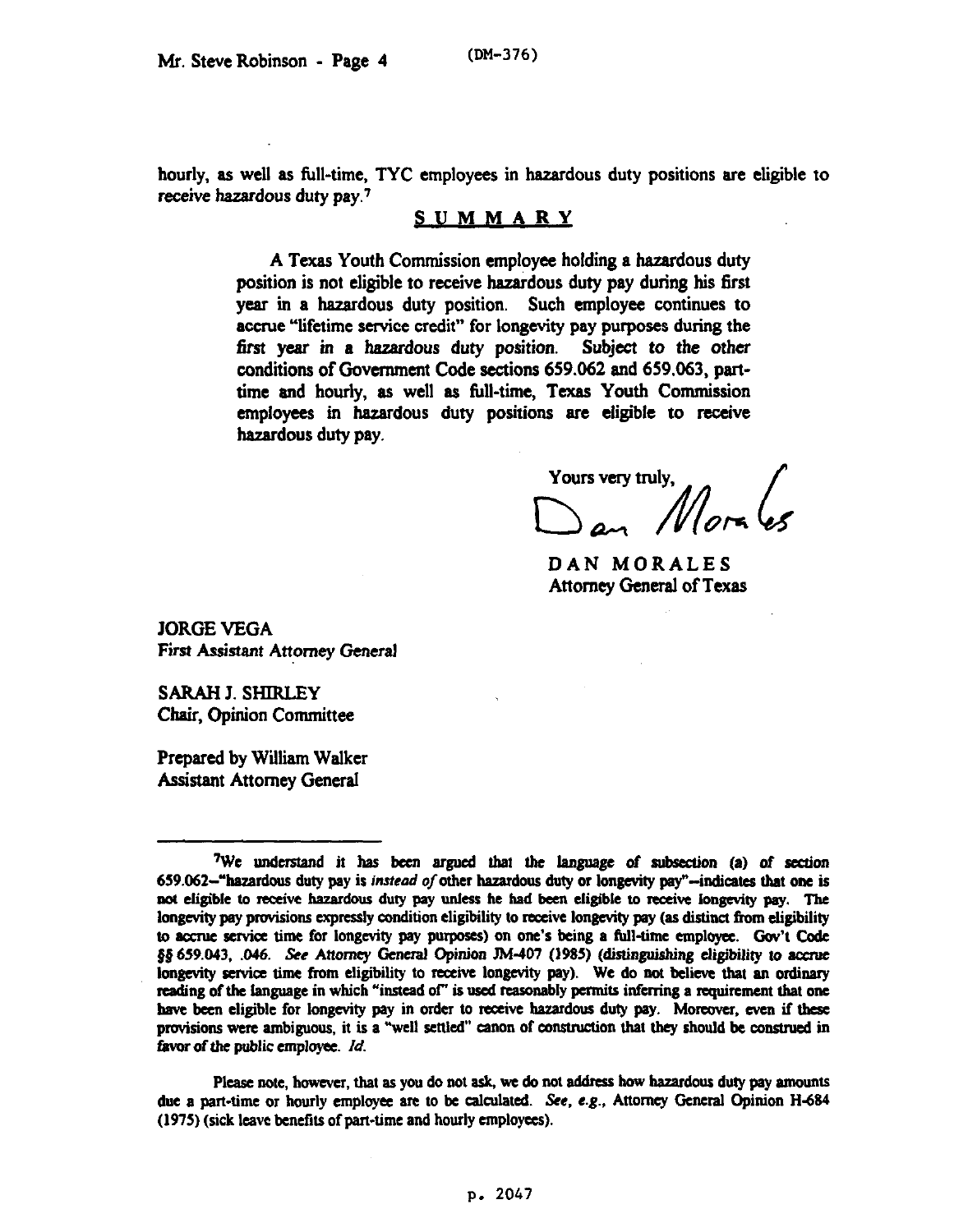hourly, as well as full-time, TYC employees in hazardous duty positions are eligible to receive hazardous duty pay.[7]

## SUMMARY

A Texas Youth Commission employee holding a hazardous duty position is not eligible to receive hazardous duty pay during his first year in a hazardous duty position. Such employee continues to accrue "lifetime service credit" for longevity pay purposes during the first year in a hazardous duty position. Subject to the other conditions of Government Code sections 659.062 and 659.063, part-time and hourly, as well as full-time, Texas Youth Commission employees in hazardous duty positions are eligible to receive hazardous duty pay.

Yours very truly,

Dan Morales

DAN MORALES
Attorney General of Texas

JORGE VEGA
First Assistant Attorney General

SARAH J. SHIRLEY
Chair, Opinion Committee

Prepared by William Walker
Assistant Attorney General

---

[7]We understand it has been argued that the language of subsection (a) of section 659.062—"hazardous duty pay is *instead of* other hazardous duty or longevity pay"—indicates that one is not eligible to receive hazardous duty pay unless he had been eligible to receive longevity pay. The longevity pay provisions expressly condition eligibility to receive longevity pay (as distinct from eligibility to accrue service time for longevity pay purposes) on one's being a full-time employee. Gov't Code §§ 659.043, .046. *See* Attorney General Opinion JM-407 (1985) (distinguishing eligibility to accrue longevity service time from eligibility to receive longevity pay). We do not believe that an ordinary reading of the language in which "instead of" is used reasonably permits inferring a requirement that one have been eligible for longevity pay in order to receive hazardous duty pay. Moreover, even if these provisions were ambiguous, it is a "well settled" canon of construction that they should be construed in favor of the public employee. *Id.*

Please note, however, that as you do not ask, we do not address how hazardous duty pay amounts due a part-time or hourly employee are to be calculated. *See, e.g.*, Attorney General Opinion H-684 (1975) (sick leave benefits of part-time and hourly employees).